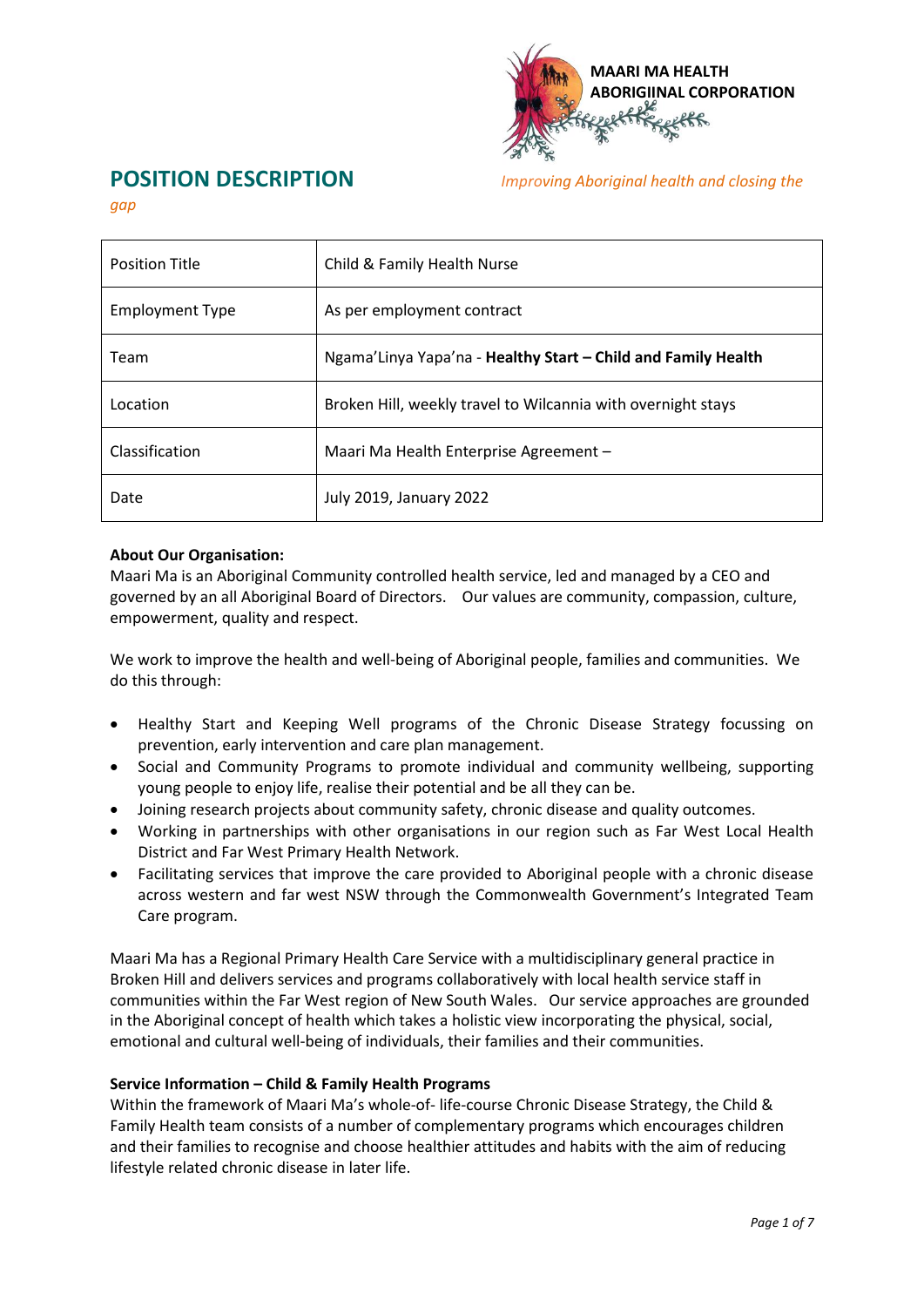MAARI MA HEALTH ABORIGIINAL CORPORATION

# POSITION DESCRIPTION

*Improving Aboriginal health and closing the gap*

| | |
|---|---|
| Position Title | Child & Family Health Nurse |
| Employment Type | As per employment contract |
| Team | Ngama'Linya Yapa'na - **Healthy Start – Child and Family Health** |
| Location | Broken Hill, weekly travel to Wilcannia with overnight stays |
| Classification | Maari Ma Health Enterprise Agreement – |
| Date | July 2019, January 2022 |

**About Our Organisation:**
Maari Ma is an Aboriginal Community controlled health service, led and managed by a CEO and governed by an all Aboriginal Board of Directors. Our values are community, compassion, culture, empowerment, quality and respect.

We work to improve the health and well-being of Aboriginal people, families and communities. We do this through:

- Healthy Start and Keeping Well programs of the Chronic Disease Strategy focussing on prevention, early intervention and care plan management.
- Social and Community Programs to promote individual and community wellbeing, supporting young people to enjoy life, realise their potential and be all they can be.
- Joining research projects about community safety, chronic disease and quality outcomes.
- Working in partnerships with other organisations in our region such as Far West Local Health District and Far West Primary Health Network.
- Facilitating services that improve the care provided to Aboriginal people with a chronic disease across western and far west NSW through the Commonwealth Government's Integrated Team Care program.

Maari Ma has a Regional Primary Health Care Service with a multidisciplinary general practice in Broken Hill and delivers services and programs collaboratively with local health service staff in communities within the Far West region of New South Wales. Our service approaches are grounded in the Aboriginal concept of health which takes a holistic view incorporating the physical, social, emotional and cultural well-being of individuals, their families and their communities.

**Service Information – Child & Family Health Programs**
Within the framework of Maari Ma's whole-of- life-course Chronic Disease Strategy, the Child & Family Health team consists of a number of complementary programs which encourages children and their families to recognise and choose healthier attitudes and habits with the aim of reducing lifestyle related chronic disease in later life.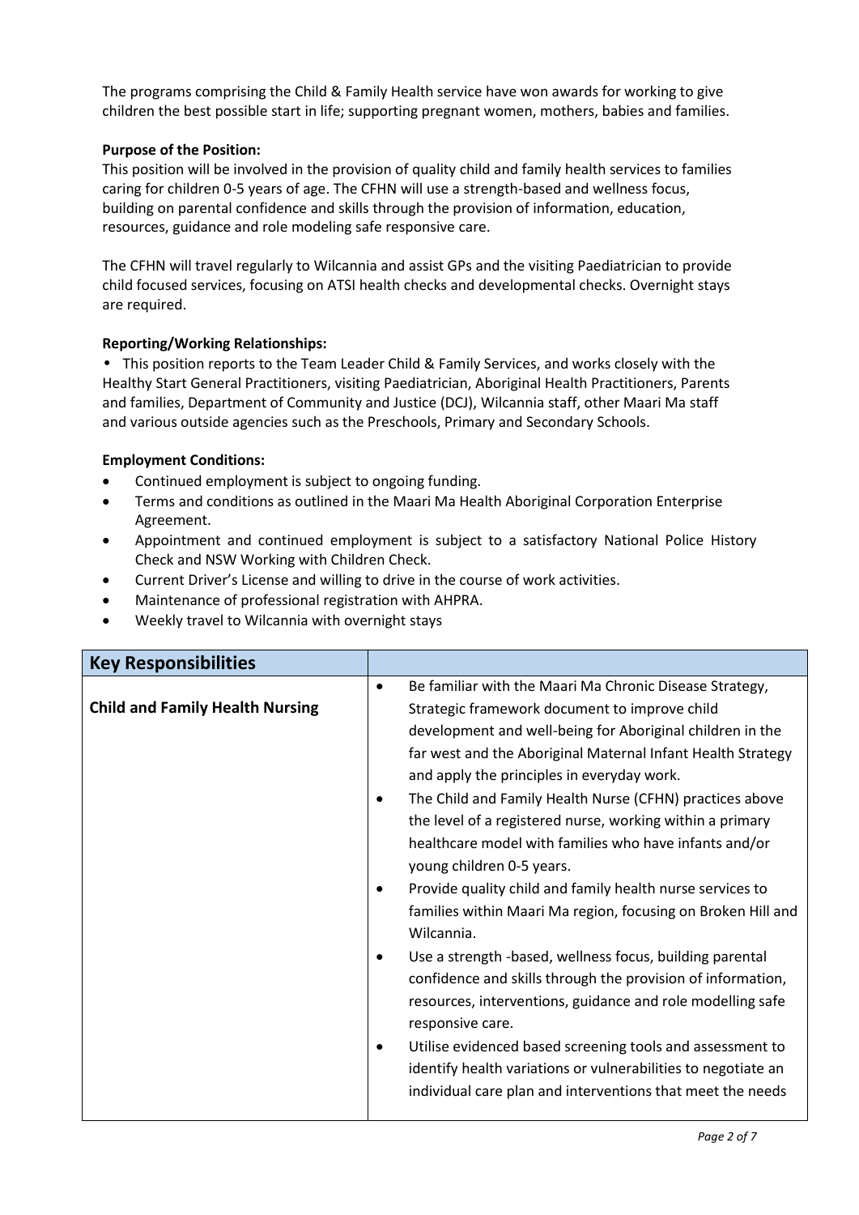The programs comprising the Child & Family Health service have won awards for working to give children the best possible start in life; supporting pregnant women, mothers, babies and families.

**Purpose of the Position:**

This position will be involved in the provision of quality child and family health services to families caring for children 0-5 years of age. The CFHN will use a strength-based and wellness focus, building on parental confidence and skills through the provision of information, education, resources, guidance and role modeling safe responsive care.

The CFHN will travel regularly to Wilcannia and assist GPs and the visiting Paediatrician to provide child focused services, focusing on ATSI health checks and developmental checks. Overnight stays are required.

**Reporting/Working Relationships:**

- This position reports to the Team Leader Child & Family Services, and works closely with the Healthy Start General Practitioners, visiting Paediatrician, Aboriginal Health Practitioners, Parents and families, Department of Community and Justice (DCJ), Wilcannia staff, other Maari Ma staff and various outside agencies such as the Preschools, Primary and Secondary Schools.

**Employment Conditions:**

- Continued employment is subject to ongoing funding.
- Terms and conditions as outlined in the Maari Ma Health Aboriginal Corporation Enterprise Agreement.
- Appointment and continued employment is subject to a satisfactory National Police History Check and NSW Working with Children Check.
- Current Driver's License and willing to drive in the course of work activities.
- Maintenance of professional registration with AHPRA.
- Weekly travel to Wilcannia with overnight stays

| **Key Responsibilities** | |
|---|---|
| **Child and Family Health Nursing** | • Be familiar with the Maari Ma Chronic Disease Strategy, Strategic framework document to improve child development and well-being for Aboriginal children in the far west and the Aboriginal Maternal Infant Health Strategy and apply the principles in everyday work.<br>• The Child and Family Health Nurse (CFHN) practices above the level of a registered nurse, working within a primary healthcare model with families who have infants and/or young children 0-5 years.<br>• Provide quality child and family health nurse services to families within Maari Ma region, focusing on Broken Hill and Wilcannia.<br>• Use a strength -based, wellness focus, building parental confidence and skills through the provision of information, resources, interventions, guidance and role modelling safe responsive care.<br>• Utilise evidenced based screening tools and assessment to identify health variations or vulnerabilities to negotiate an individual care plan and interventions that meet the needs |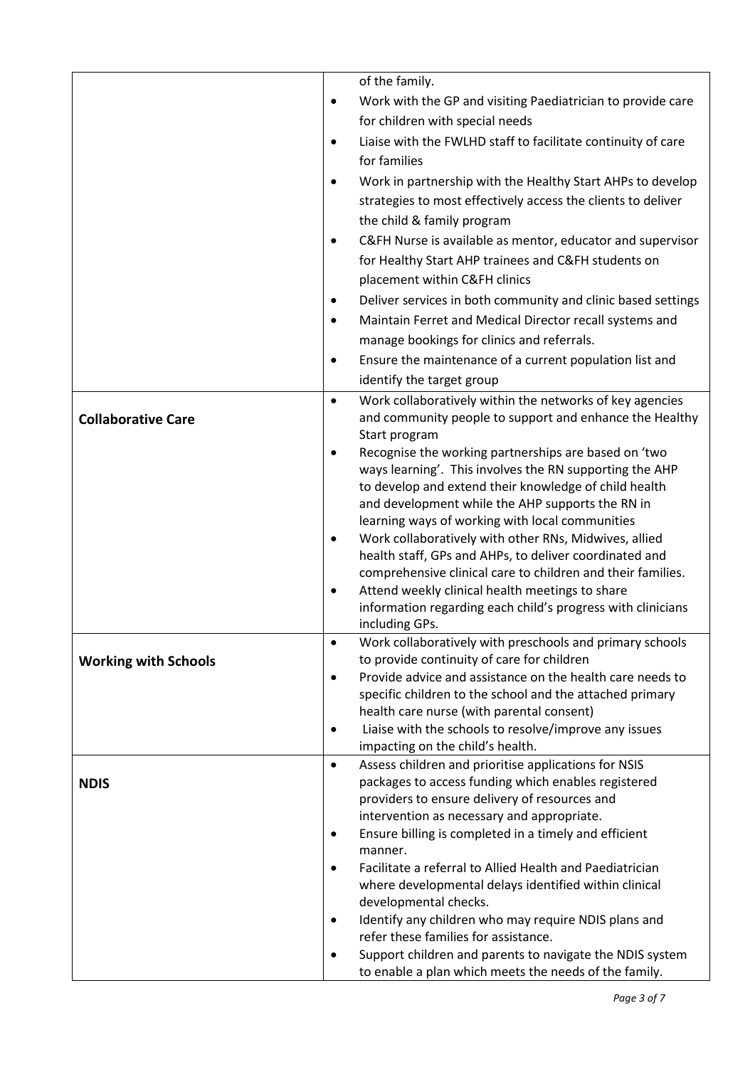|  |  |
|---|---|
|  | of the family.<br>• Work with the GP and visiting Paediatrician to provide care for children with special needs<br>• Liaise with the FWLHD staff to facilitate continuity of care for families<br>• Work in partnership with the Healthy Start AHPs to develop strategies to most effectively access the clients to deliver the child & family program<br>• C&FH Nurse is available as mentor, educator and supervisor for Healthy Start AHP trainees and C&FH students on placement within C&FH clinics<br>• Deliver services in both community and clinic based settings<br>• Maintain Ferret and Medical Director recall systems and manage bookings for clinics and referrals.<br>• Ensure the maintenance of a current population list and identify the target group |
| **Collaborative Care** | • Work collaboratively within the networks of key agencies and community people to support and enhance the Healthy Start program<br>• Recognise the working partnerships are based on 'two ways learning'. This involves the RN supporting the AHP to develop and extend their knowledge of child health and development while the AHP supports the RN in learning ways of working with local communities<br>• Work collaboratively with other RNs, Midwives, allied health staff, GPs and AHPs, to deliver coordinated and comprehensive clinical care to children and their families.<br>• Attend weekly clinical health meetings to share information regarding each child's progress with clinicians including GPs. |
| **Working with Schools** | • Work collaboratively with preschools and primary schools to provide continuity of care for children<br>• Provide advice and assistance on the health care needs to specific children to the school and the attached primary health care nurse (with parental consent)<br>• Liaise with the schools to resolve/improve any issues impacting on the child's health. |
| **NDIS** | • Assess children and prioritise applications for NSIS packages to access funding which enables registered providers to ensure delivery of resources and intervention as necessary and appropriate.<br>• Ensure billing is completed in a timely and efficient manner.<br>• Facilitate a referral to Allied Health and Paediatrician where developmental delays identified within clinical developmental checks.<br>• Identify any children who may require NDIS plans and refer these families for assistance.<br>• Support children and parents to navigate the NDIS system to enable a plan which meets the needs of the family. |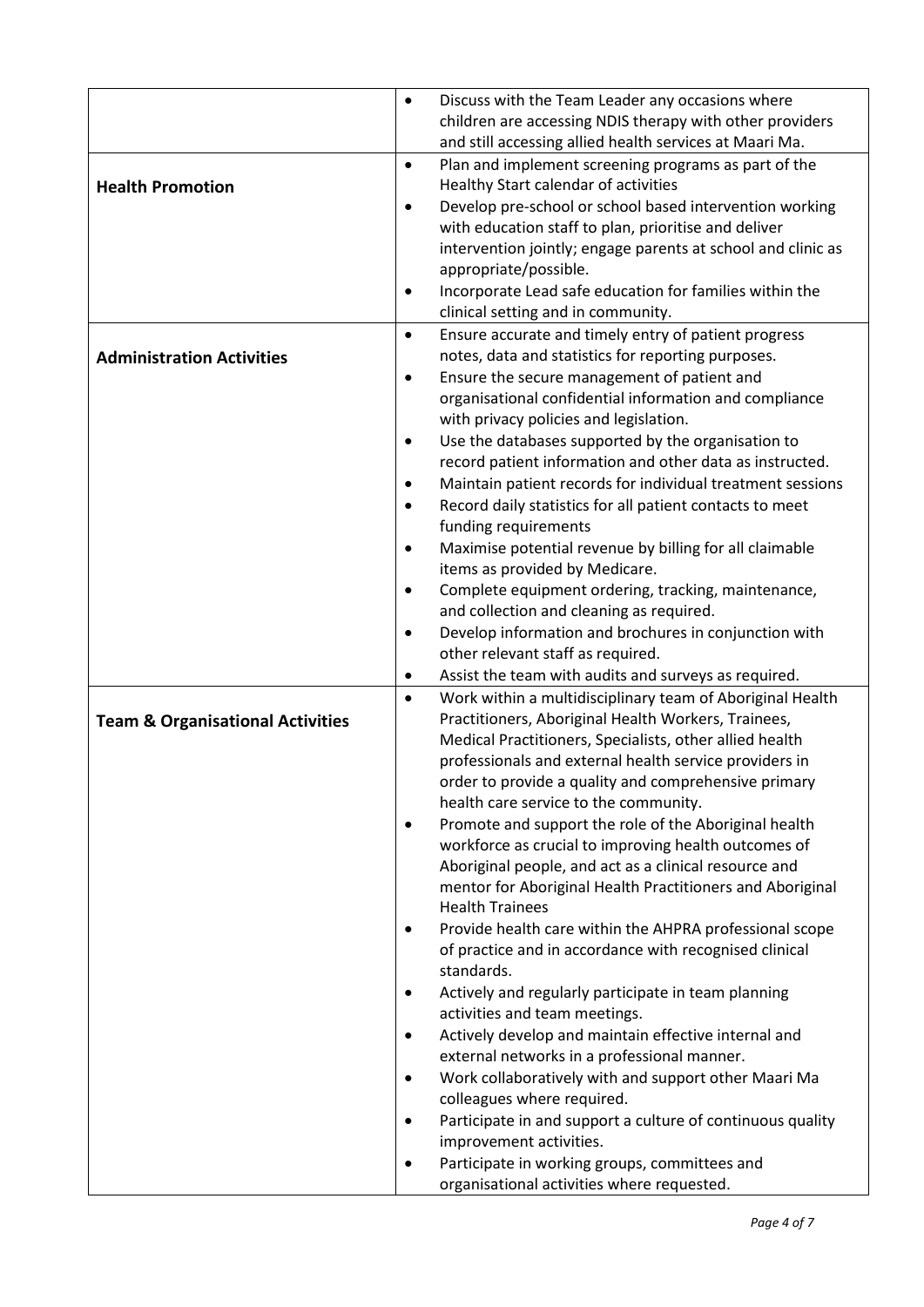| | |
|---|---|
| | • Discuss with the Team Leader any occasions where children are accessing NDIS therapy with other providers and still accessing allied health services at Maari Ma. |
| **Health Promotion** | • Plan and implement screening programs as part of the Healthy Start calendar of activities<br>• Develop pre-school or school based intervention working with education staff to plan, prioritise and deliver intervention jointly; engage parents at school and clinic as appropriate/possible.<br>• Incorporate Lead safe education for families within the clinical setting and in community. |
| **Administration Activities** | • Ensure accurate and timely entry of patient progress notes, data and statistics for reporting purposes.<br>• Ensure the secure management of patient and organisational confidential information and compliance with privacy policies and legislation.<br>• Use the databases supported by the organisation to record patient information and other data as instructed.<br>• Maintain patient records for individual treatment sessions<br>• Record daily statistics for all patient contacts to meet funding requirements<br>• Maximise potential revenue by billing for all claimable items as provided by Medicare.<br>• Complete equipment ordering, tracking, maintenance, and collection and cleaning as required.<br>• Develop information and brochures in conjunction with other relevant staff as required.<br>• Assist the team with audits and surveys as required. |
| **Team & Organisational Activities** | • Work within a multidisciplinary team of Aboriginal Health Practitioners, Aboriginal Health Workers, Trainees, Medical Practitioners, Specialists, other allied health professionals and external health service providers in order to provide a quality and comprehensive primary health care service to the community.<br>• Promote and support the role of the Aboriginal health workforce as crucial to improving health outcomes of Aboriginal people, and act as a clinical resource and mentor for Aboriginal Health Practitioners and Aboriginal Health Trainees<br>• Provide health care within the AHPRA professional scope of practice and in accordance with recognised clinical standards.<br>• Actively and regularly participate in team planning activities and team meetings.<br>• Actively develop and maintain effective internal and external networks in a professional manner.<br>• Work collaboratively with and support other Maari Ma colleagues where required.<br>• Participate in and support a culture of continuous quality improvement activities.<br>• Participate in working groups, committees and organisational activities where requested. |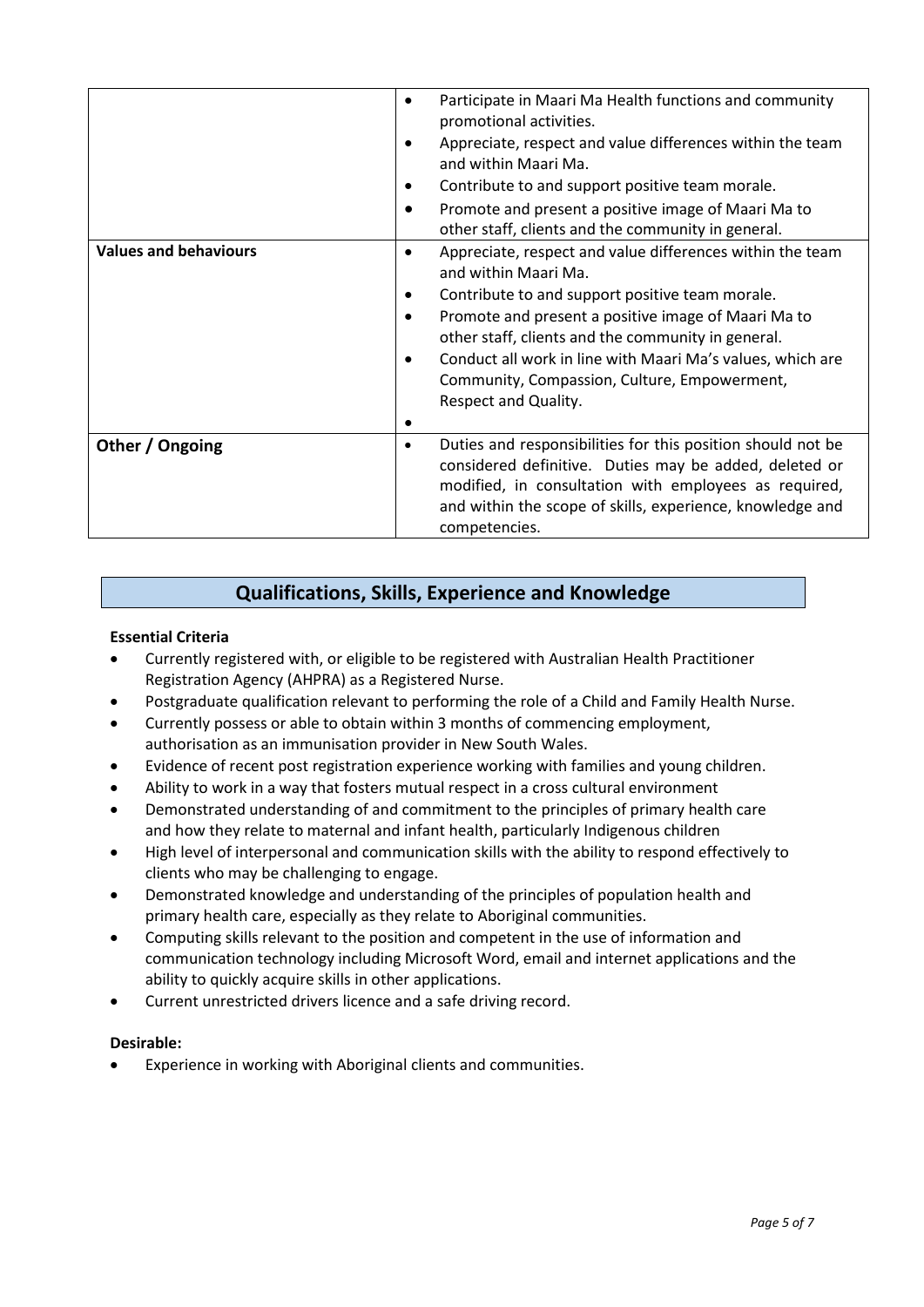| | |
|---|---|
| | • Participate in Maari Ma Health functions and community promotional activities.<br>• Appreciate, respect and value differences within the team and within Maari Ma.<br>• Contribute to and support positive team morale.<br>• Promote and present a positive image of Maari Ma to other staff, clients and the community in general. |
| **Values and behaviours** | • Appreciate, respect and value differences within the team and within Maari Ma.<br>• Contribute to and support positive team morale.<br>• Promote and present a positive image of Maari Ma to other staff, clients and the community in general.<br>• Conduct all work in line with Maari Ma's values, which are Community, Compassion, Culture, Empowerment, Respect and Quality.<br>• |
| **Other / Ongoing** | • Duties and responsibilities for this position should not be considered definitive. Duties may be added, deleted or modified, in consultation with employees as required, and within the scope of skills, experience, knowledge and competencies. |

## Qualifications, Skills, Experience and Knowledge

**Essential Criteria**

- Currently registered with, or eligible to be registered with Australian Health Practitioner Registration Agency (AHPRA) as a Registered Nurse.
- Postgraduate qualification relevant to performing the role of a Child and Family Health Nurse.
- Currently possess or able to obtain within 3 months of commencing employment, authorisation as an immunisation provider in New South Wales.
- Evidence of recent post registration experience working with families and young children.
- Ability to work in a way that fosters mutual respect in a cross cultural environment
- Demonstrated understanding of and commitment to the principles of primary health care and how they relate to maternal and infant health, particularly Indigenous children
- High level of interpersonal and communication skills with the ability to respond effectively to clients who may be challenging to engage.
- Demonstrated knowledge and understanding of the principles of population health and primary health care, especially as they relate to Aboriginal communities.
- Computing skills relevant to the position and competent in the use of information and communication technology including Microsoft Word, email and internet applications and the ability to quickly acquire skills in other applications.
- Current unrestricted drivers licence and a safe driving record.

**Desirable:**

- Experience in working with Aboriginal clients and communities.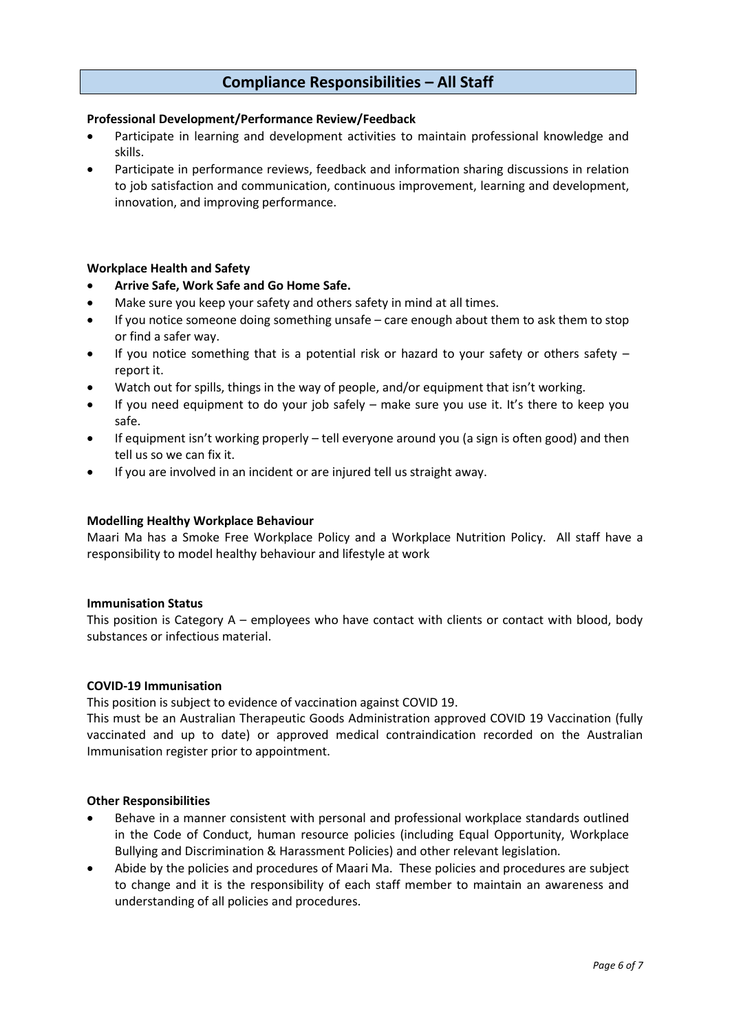## Compliance Responsibilities – All Staff

**Professional Development/Performance Review/Feedback**

- Participate in learning and development activities to maintain professional knowledge and skills.
- Participate in performance reviews, feedback and information sharing discussions in relation to job satisfaction and communication, continuous improvement, learning and development, innovation, and improving performance.

**Workplace Health and Safety**

- **Arrive Safe, Work Safe and Go Home Safe.**
- Make sure you keep your safety and others safety in mind at all times.
- If you notice someone doing something unsafe – care enough about them to ask them to stop or find a safer way.
- If you notice something that is a potential risk or hazard to your safety or others safety – report it.
- Watch out for spills, things in the way of people, and/or equipment that isn't working.
- If you need equipment to do your job safely – make sure you use it. It's there to keep you safe.
- If equipment isn't working properly – tell everyone around you (a sign is often good) and then tell us so we can fix it.
- If you are involved in an incident or are injured tell us straight away.

**Modelling Healthy Workplace Behaviour**

Maari Ma has a Smoke Free Workplace Policy and a Workplace Nutrition Policy. All staff have a responsibility to model healthy behaviour and lifestyle at work

**Immunisation Status**

This position is Category A – employees who have contact with clients or contact with blood, body substances or infectious material.

**COVID-19 Immunisation**

This position is subject to evidence of vaccination against COVID 19.

This must be an Australian Therapeutic Goods Administration approved COVID 19 Vaccination (fully vaccinated and up to date) or approved medical contraindication recorded on the Australian Immunisation register prior to appointment.

**Other Responsibilities**

- Behave in a manner consistent with personal and professional workplace standards outlined in the Code of Conduct, human resource policies (including Equal Opportunity, Workplace Bullying and Discrimination & Harassment Policies) and other relevant legislation.
- Abide by the policies and procedures of Maari Ma. These policies and procedures are subject to change and it is the responsibility of each staff member to maintain an awareness and understanding of all policies and procedures.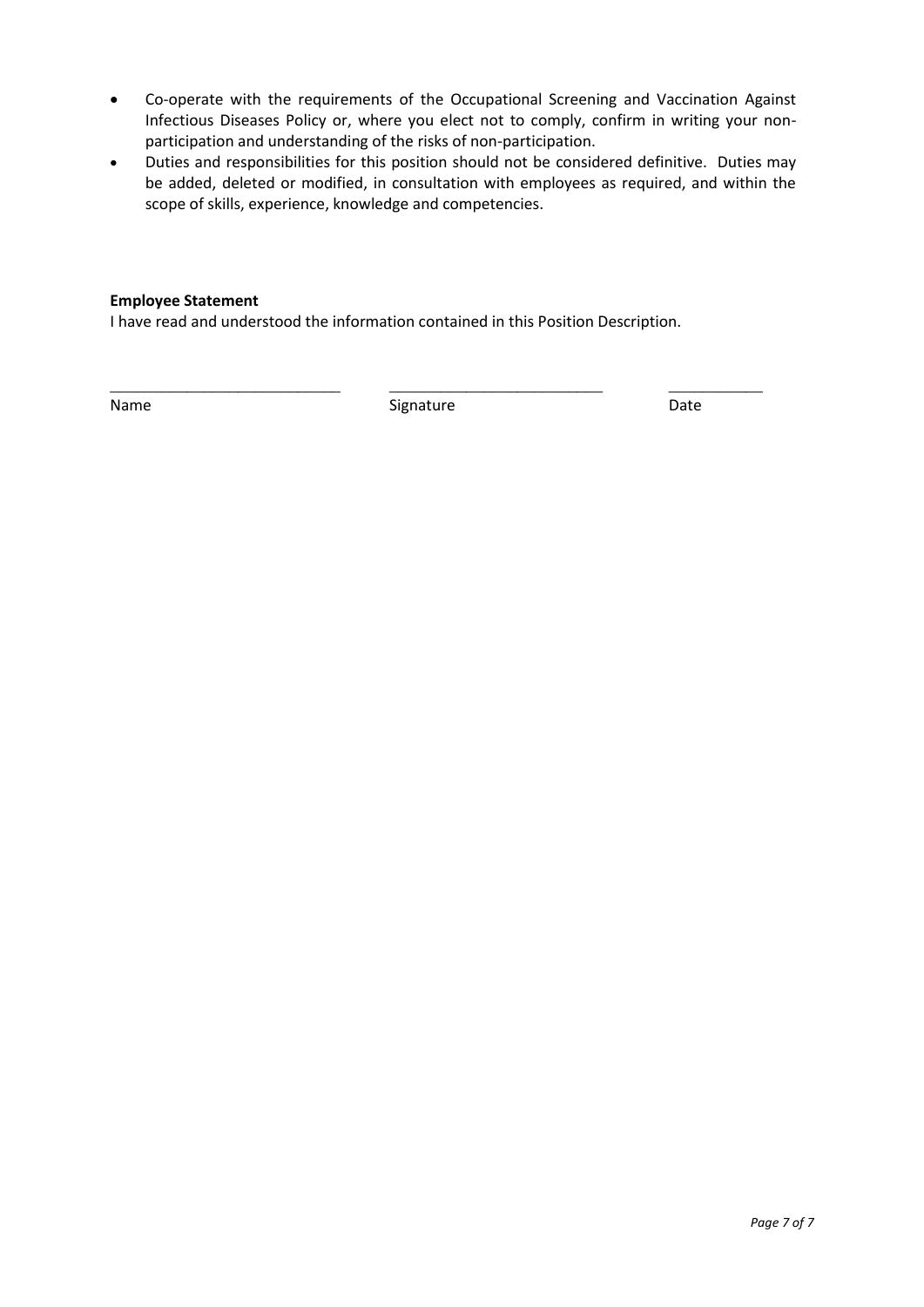- Co-operate with the requirements of the Occupational Screening and Vaccination Against Infectious Diseases Policy or, where you elect not to comply, confirm in writing your non-participation and understanding of the risks of non-participation.
- Duties and responsibilities for this position should not be considered definitive. Duties may be added, deleted or modified, in consultation with employees as required, and within the scope of skills, experience, knowledge and competencies.

**Employee Statement**

I have read and understood the information contained in this Position Description.

| ____________________________ | __________________________ | ___________ |
|---|---|---|
| Name | Signature | Date |